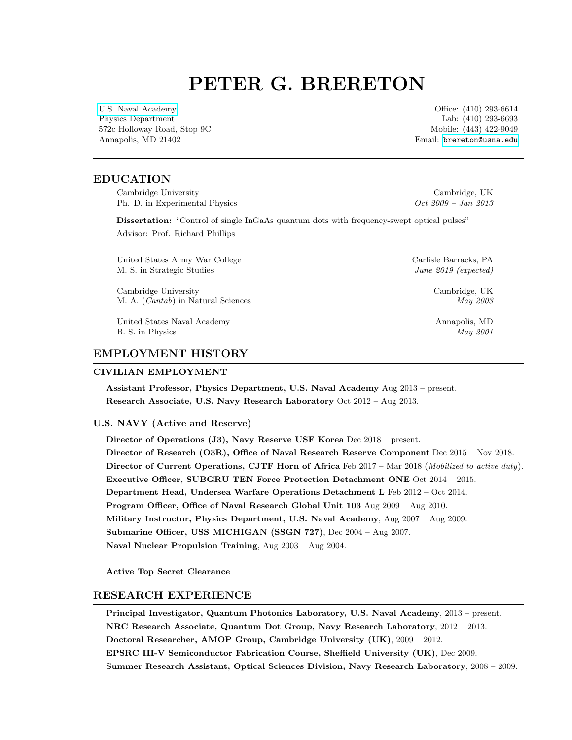# PETER G. BRERETON

U.S. Naval Academy
Physics Department
572c Holloway Road, Stop 9C
Annapolis, MD 21402

Office: (410) 293-6614
Lab: (410) 293-6693
Mobile: (443) 422-9049
Email: brereton@usna.edu

---

## EDUCATION

Cambridge University — Cambridge, UK
Ph. D. in Experimental Physics — *Oct 2009 – Jan 2013*

**Dissertation:** "Control of single InGaAs quantum dots with frequency-swept optical pulses"
Advisor: Prof. Richard Phillips

United States Army War College — Carlisle Barracks, PA
M. S. in Strategic Studies — *June 2019 (expected)*

Cambridge University — Cambridge, UK
M. A. (*Cantab*) in Natural Sciences — *May 2003*

United States Naval Academy — Annapolis, MD
B. S. in Physics — *May 2001*

## EMPLOYMENT HISTORY

### CIVILIAN EMPLOYMENT

**Assistant Professor, Physics Department, U.S. Naval Academy** Aug 2013 – present.
**Research Associate, U.S. Navy Research Laboratory** Oct 2012 – Aug 2013.

### U.S. NAVY (Active and Reserve)

**Director of Operations (J3), Navy Reserve USF Korea** Dec 2018 – present.
**Director of Research (O3R), Office of Naval Research Reserve Component** Dec 2015 – Nov 2018.
**Director of Current Operations, CJTF Horn of Africa** Feb 2017 – Mar 2018 (*Mobilized to active duty*).
**Executive Officer, SUBGRU TEN Force Protection Detachment ONE** Oct 2014 – 2015.
**Department Head, Undersea Warfare Operations Detachment L** Feb 2012 – Oct 2014.
**Program Officer, Office of Naval Research Global Unit 103** Aug 2009 – Aug 2010.
**Military Instructor, Physics Department, U.S. Naval Academy**, Aug 2007 – Aug 2009.
**Submarine Officer, USS MICHIGAN (SSGN 727)**, Dec 2004 – Aug 2007.
**Naval Nuclear Propulsion Training**, Aug 2003 – Aug 2004.

**Active Top Secret Clearance**

## RESEARCH EXPERIENCE

**Principal Investigator, Quantum Photonics Laboratory, U.S. Naval Academy**, 2013 – present.
**NRC Research Associate, Quantum Dot Group, Navy Research Laboratory**, 2012 – 2013.
**Doctoral Researcher, AMOP Group, Cambridge University (UK)**, 2009 – 2012.
**EPSRC III-V Semiconductor Fabrication Course, Sheffield University (UK)**, Dec 2009.
**Summer Research Assistant, Optical Sciences Division, Navy Research Laboratory**, 2008 – 2009.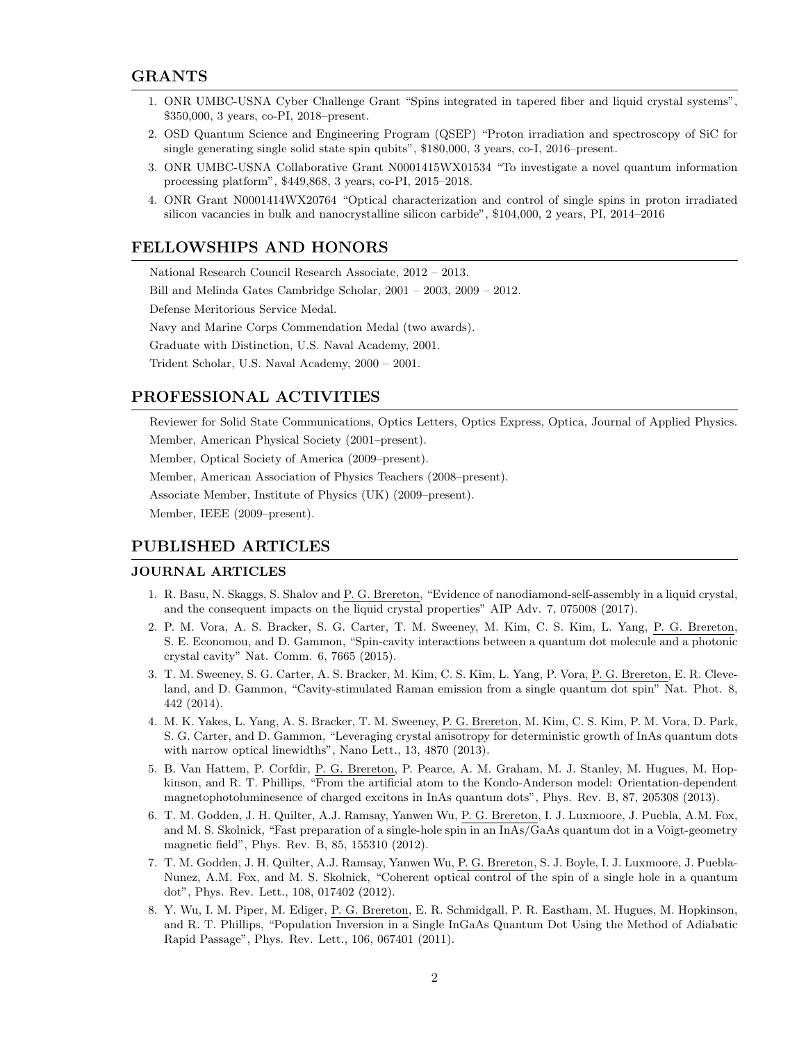## GRANTS

1. ONR UMBC-USNA Cyber Challenge Grant "Spins integrated in tapered fiber and liquid crystal systems", \$350,000, 3 years, co-PI, 2018–present.
2. OSD Quantum Science and Engineering Program (QSEP) "Proton irradiation and spectroscopy of SiC for single generating single solid state spin qubits", \$180,000, 3 years, co-I, 2016–present.
3. ONR UMBC-USNA Collaborative Grant N0001415WX01534 "To investigate a novel quantum information processing platform", \$449,868, 3 years, co-PI, 2015–2018.
4. ONR Grant N0001414WX20764 "Optical characterization and control of single spins in proton irradiated silicon vacancies in bulk and nanocrystalline silicon carbide", \$104,000, 2 years, PI, 2014–2016

## FELLOWSHIPS AND HONORS

National Research Council Research Associate, 2012 – 2013.

Bill and Melinda Gates Cambridge Scholar, 2001 – 2003, 2009 – 2012.

Defense Meritorious Service Medal.

Navy and Marine Corps Commendation Medal (two awards).

Graduate with Distinction, U.S. Naval Academy, 2001.

Trident Scholar, U.S. Naval Academy, 2000 – 2001.

## PROFESSIONAL ACTIVITIES

Reviewer for Solid State Communications, Optics Letters, Optics Express, Optica, Journal of Applied Physics.

Member, American Physical Society (2001–present).

Member, Optical Society of America (2009–present).

Member, American Association of Physics Teachers (2008–present).

Associate Member, Institute of Physics (UK) (2009–present).

Member, IEEE (2009–present).

## PUBLISHED ARTICLES

### JOURNAL ARTICLES

1. R. Basu, N. Skaggs, S. Shalov and P. G. Brereton, "Evidence of nanodiamond-self-assembly in a liquid crystal, and the consequent impacts on the liquid crystal properties" AIP Adv. 7, 075008 (2017).
2. P. M. Vora, A. S. Bracker, S. G. Carter, T. M. Sweeney, M. Kim, C. S. Kim, L. Yang, P. G. Brereton, S. E. Economou, and D. Gammon, "Spin-cavity interactions between a quantum dot molecule and a photonic crystal cavity" Nat. Comm. 6, 7665 (2015).
3. T. M. Sweeney, S. G. Carter, A. S. Bracker, M. Kim, C. S. Kim, L. Yang, P. Vora, P. G. Brereton, E. R. Cleveland, and D. Gammon, "Cavity-stimulated Raman emission from a single quantum dot spin" Nat. Phot. 8, 442 (2014).
4. M. K. Yakes, L. Yang, A. S. Bracker, T. M. Sweeney, P. G. Brereton, M. Kim, C. S. Kim, P. M. Vora, D. Park, S. G. Carter, and D. Gammon, "Leveraging crystal anisotropy for deterministic growth of InAs quantum dots with narrow optical linewidths", Nano Lett., 13, 4870 (2013).
5. B. Van Hattem, P. Corfdir, P. G. Brereton, P. Pearce, A. M. Graham, M. J. Stanley, M. Hugues, M. Hopkinson, and R. T. Phillips, "From the artificial atom to the Kondo-Anderson model: Orientation-dependent magnetophotoluminesence of charged excitons in InAs quantum dots", Phys. Rev. B, 87, 205308 (2013).
6. T. M. Godden, J. H. Quilter, A.J. Ramsay, Yanwen Wu, P. G. Brereton, I. J. Luxmoore, J. Puebla, A.M. Fox, and M. S. Skolnick, "Fast preparation of a single-hole spin in an InAs/GaAs quantum dot in a Voigt-geometry magnetic field", Phys. Rev. B, 85, 155310 (2012).
7. T. M. Godden, J. H. Quilter, A.J. Ramsay, Yanwen Wu, P. G. Brereton, S. J. Boyle, I. J. Luxmoore, J. Puebla-Nunez, A.M. Fox, and M. S. Skolnick, "Coherent optical control of the spin of a single hole in a quantum dot", Phys. Rev. Lett., 108, 017402 (2012).
8. Y. Wu, I. M. Piper, M. Ediger, P. G. Brereton, E. R. Schmidgall, P. R. Eastham, M. Hugues, M. Hopkinson, and R. T. Phillips, "Population Inversion in a Single InGaAs Quantum Dot Using the Method of Adiabatic Rapid Passage", Phys. Rev. Lett., 106, 067401 (2011).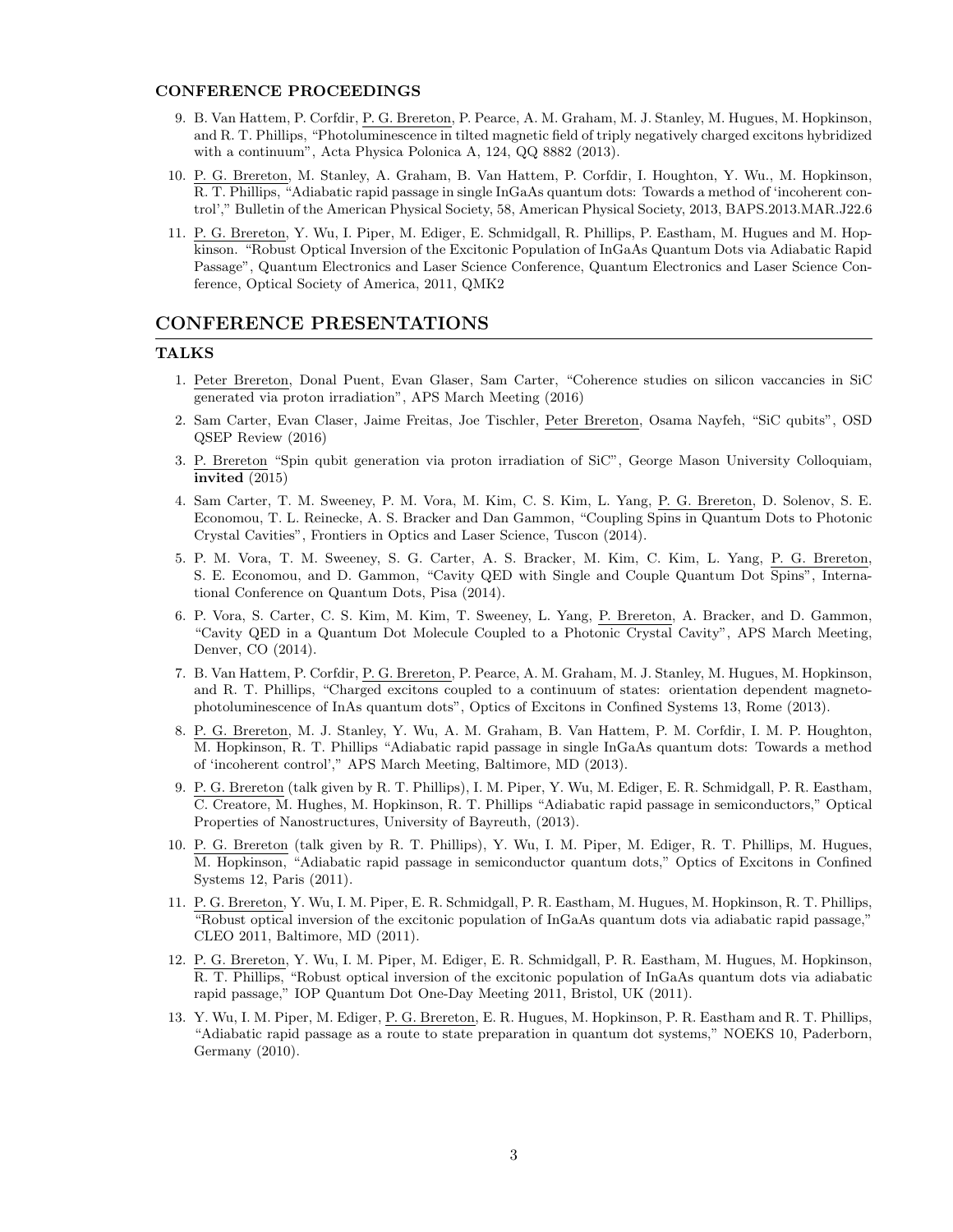### CONFERENCE PROCEEDINGS

9. B. Van Hattem, P. Corfdir, P. G. Brereton, P. Pearce, A. M. Graham, M. J. Stanley, M. Hugues, M. Hopkinson, and R. T. Phillips, "Photoluminescence in tilted magnetic field of triply negatively charged excitons hybridized with a continuum", Acta Physica Polonica A, 124, QQ 8882 (2013).
10. P. G. Brereton, M. Stanley, A. Graham, B. Van Hattem, P. Corfdir, I. Houghton, Y. Wu., M. Hopkinson, R. T. Phillips, "Adiabatic rapid passage in single InGaAs quantum dots: Towards a method of 'incoherent control'," Bulletin of the American Physical Society, 58, American Physical Society, 2013, BAPS.2013.MAR.J22.6
11. P. G. Brereton, Y. Wu, I. Piper, M. Ediger, E. Schmidgall, R. Phillips, P. Eastham, M. Hugues and M. Hopkinson. "Robust Optical Inversion of the Excitonic Population of InGaAs Quantum Dots via Adiabatic Rapid Passage", Quantum Electronics and Laser Science Conference, Quantum Electronics and Laser Science Conference, Optical Society of America, 2011, QMK2

## CONFERENCE PRESENTATIONS

### TALKS

1. Peter Brereton, Donal Puent, Evan Glaser, Sam Carter, "Coherence studies on silicon vaccancies in SiC generated via proton irradiation", APS March Meeting (2016)
2. Sam Carter, Evan Claser, Jaime Freitas, Joe Tischler, Peter Brereton, Osama Nayfeh, "SiC qubits", OSD QSEP Review (2016)
3. P. Brereton "Spin qubit generation via proton irradiation of SiC", George Mason University Colloquiam, **invited** (2015)
4. Sam Carter, T. M. Sweeney, P. M. Vora, M. Kim, C. S. Kim, L. Yang, P. G. Brereton, D. Solenov, S. E. Economou, T. L. Reinecke, A. S. Bracker and Dan Gammon, "Coupling Spins in Quantum Dots to Photonic Crystal Cavities", Frontiers in Optics and Laser Science, Tuscon (2014).
5. P. M. Vora, T. M. Sweeney, S. G. Carter, A. S. Bracker, M. Kim, C. Kim, L. Yang, P. G. Brereton, S. E. Economou, and D. Gammon, "Cavity QED with Single and Couple Quantum Dot Spins", International Conference on Quantum Dots, Pisa (2014).
6. P. Vora, S. Carter, C. S. Kim, M. Kim, T. Sweeney, L. Yang, P. Brereton, A. Bracker, and D. Gammon, "Cavity QED in a Quantum Dot Molecule Coupled to a Photonic Crystal Cavity", APS March Meeting, Denver, CO (2014).
7. B. Van Hattem, P. Corfdir, P. G. Brereton, P. Pearce, A. M. Graham, M. J. Stanley, M. Hugues, M. Hopkinson, and R. T. Phillips, "Charged excitons coupled to a continuum of states: orientation dependent magneto-photoluminescence of InAs quantum dots", Optics of Excitons in Confined Systems 13, Rome (2013).
8. P. G. Brereton, M. J. Stanley, Y. Wu, A. M. Graham, B. Van Hattem, P. M. Corfdir, I. M. P. Houghton, M. Hopkinson, R. T. Phillips "Adiabatic rapid passage in single InGaAs quantum dots: Towards a method of 'incoherent control'," APS March Meeting, Baltimore, MD (2013).
9. P. G. Brereton (talk given by R. T. Phillips), I. M. Piper, Y. Wu, M. Ediger, E. R. Schmidgall, P. R. Eastham, C. Creatore, M. Hughes, M. Hopkinson, R. T. Phillips "Adiabatic rapid passage in semiconductors," Optical Properties of Nanostructures, University of Bayreuth, (2013).
10. P. G. Brereton (talk given by R. T. Phillips), Y. Wu, I. M. Piper, M. Ediger, R. T. Phillips, M. Hugues, M. Hopkinson, "Adiabatic rapid passage in semiconductor quantum dots," Optics of Excitons in Confined Systems 12, Paris (2011).
11. P. G. Brereton, Y. Wu, I. M. Piper, E. R. Schmidgall, P. R. Eastham, M. Hugues, M. Hopkinson, R. T. Phillips, "Robust optical inversion of the excitonic population of InGaAs quantum dots via adiabatic rapid passage," CLEO 2011, Baltimore, MD (2011).
12. P. G. Brereton, Y. Wu, I. M. Piper, M. Ediger, E. R. Schmidgall, P. R. Eastham, M. Hugues, M. Hopkinson, R. T. Phillips, "Robust optical inversion of the excitonic population of InGaAs quantum dots via adiabatic rapid passage," IOP Quantum Dot One-Day Meeting 2011, Bristol, UK (2011).
13. Y. Wu, I. M. Piper, M. Ediger, P. G. Brereton, E. R. Hugues, M. Hopkinson, P. R. Eastham and R. T. Phillips, "Adiabatic rapid passage as a route to state preparation in quantum dot systems," NOEKS 10, Paderborn, Germany (2010).